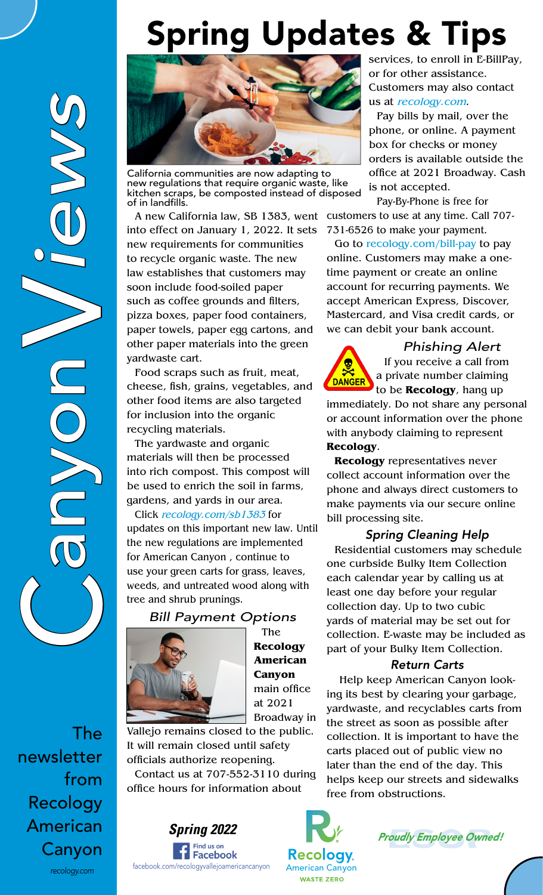# Canyon Views

The newsletter from Recology American Canyon

recology.com

## Spring Updates & Tips

California communities are now adapting to new regulations that require organic waste, like kitchen scraps, be composted instead of disposed of in landfills.

A new California law, SB 1383, went into effect on January 1, 2022. It sets new requirements for communities to recycle organic waste. The new law establishes that customers may soon include food-soiled paper such as coffee grounds and filters, pizza boxes, paper food containers, paper towels, paper egg cartons, and other paper materials into the green yardwaste cart.

Food scraps such as fruit, meat, cheese, fish, grains, vegetables, and other food items are also targeted for inclusion into the organic recycling materials.

The yardwaste and organic materials will then be processed into rich compost. This compost will be used to enrich the soil in farms, gardens, and yards in our area.

Click *recology.com/sb1383* for updates on this important new law. Until the new regulations are implemented for American Canyon , continue to use your green carts for grass, leaves, weeds, and untreated wood along with tree and shrub prunings.

### *Bill Payment Options*

The **Recology American Canyon** main office at 2021 Broadway in Vallejo remains closed to the public. It will remain closed until safety officials authorize reopening.

Contact us at 707-552-3110 during office hours for information about services, to enroll in E-BillPay, or for other assistance. Customers may also contact us at *recology.com*.

Pay bills by mail, over the phone, or online. A payment box for checks or money orders is available outside the office at 2021 Broadway. Cash is not accepted.

Pay-By-Phone is free for customers to use at any time. Call 707-731-6526 to make your payment.

Go to recology.com/bill-pay to pay online. Customers may make a one-time payment or create an online account for recurring payments. We accept American Express, Discover, Mastercard, and Visa credit cards, or we can debit your bank account.

### *Phishing Alert*

DANGER

If you receive a call from a private number claiming to be **Recology**, hang up immediately. Do not share any personal or account information over the phone with anybody claiming to represent **Recology**.

**Recology** representatives never collect account information over the phone and always direct customers to make payments via our secure online bill processing site.

### *Spring Cleaning Help*

Residential customers may schedule one curbside Bulky Item Collection each calendar year by calling us at least one day before your regular collection day. Up to two cubic yards of material may be set out for collection. E-waste may be included as part of your Bulky Item Collection.

### *Return Carts*

Help keep American Canyon looking its best by clearing your garbage, yardwaste, and recyclables carts from the street as soon as possible after collection. It is important to have the carts placed out of public view no later than the end of the day. This helps keep our streets and sidewalks free from obstructions.

***Spring 2022***

Find us on Facebook
facebook.com/recologyvallejoamericancanyon

Recology. American Canyon WASTE ZERO

***Proudly Employee Owned!***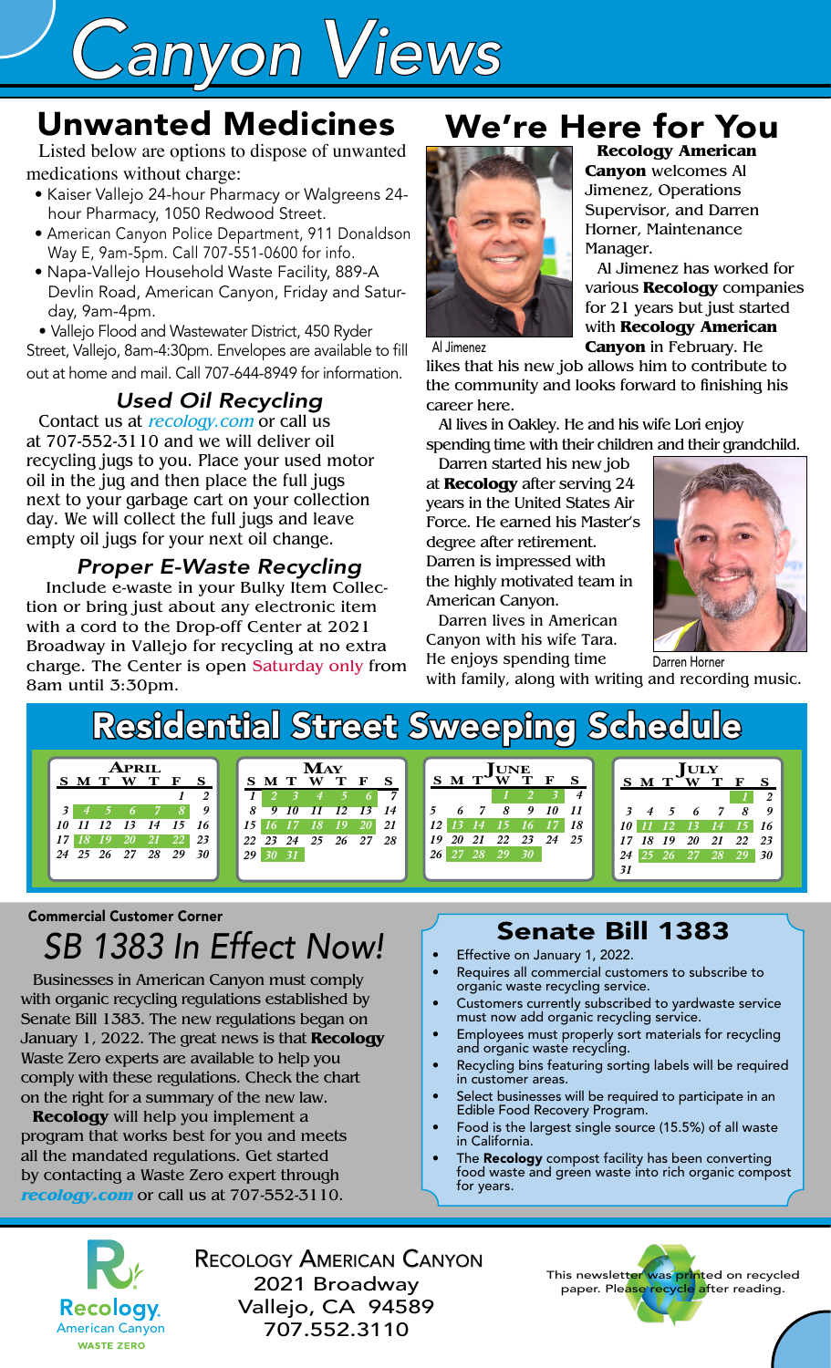# Canyon Views

## Unwanted Medicines

Listed below are options to dispose of unwanted medications without charge:

- Kaiser Vallejo 24-hour Pharmacy or Walgreens 24-hour Pharmacy, 1050 Redwood Street.
- American Canyon Police Department, 911 Donaldson Way E, 9am-5pm. Call 707-551-0600 for info.
- Napa-Vallejo Household Waste Facility, 889-A Devlin Road, American Canyon, Friday and Saturday, 9am-4pm.
- Vallejo Flood and Wastewater District, 450 Ryder Street, Vallejo, 8am-4:30pm. Envelopes are available to fill out at home and mail. Call 707-644-8949 for information.

### *Used Oil Recycling*

Contact us at *recology.com* or call us at 707-552-3110 and we will deliver oil recycling jugs to you. Place your used motor oil in the jug and then place the full jugs next to your garbage cart on your collection day. We will collect the full jugs and leave empty oil jugs for your next oil change.

### *Proper E-Waste Recycling*

Include e-waste in your Bulky Item Collection or bring just about any electronic item with a cord to the Drop-off Center at 2021 Broadway in Vallejo for recycling at no extra charge. The Center is open Saturday only from 8am until 3:30pm.

## We're Here for You

**Recology American Canyon** welcomes Al Jimenez, Operations Supervisor, and Darren Horner, Maintenance Manager.

Al Jimenez

Al Jimenez has worked for various **Recology** companies for 21 years but just started with **Recology American Canyon** in February. He likes that his new job allows him to contribute to the community and looks forward to finishing his career here.

Al lives in Oakley. He and his wife Lori enjoy spending time with their children and their grandchild.

Darren started his new job at **Recology** after serving 24 years in the United States Air Force. He earned his Master's degree after retirement. Darren is impressed with the highly motivated team in American Canyon.

Darren lives in American Canyon with his wife Tara. He enjoys spending time with family, along with writing and recording music.

Darren Horner

## Residential Street Sweeping Schedule

**April**

| S | M | T | W | T | F | S |
|---|---|---|---|---|---|---|
| | | | | | 1 | 2 |
| 3 | 4 | 5 | 6 | 7 | 8 | 9 |
| 10 | 11 | 12 | 13 | 14 | 15 | 16 |
| 17 | 18 | 19 | 20 | 21 | 22 | 23 |
| 24 | 25 | 26 | 27 | 28 | 29 | 30 |

**May**

| S | M | T | W | T | F | S |
|---|---|---|---|---|---|---|
| 1 | 2 | 3 | 4 | 5 | 6 | 7 |
| 8 | 9 | 10 | 11 | 12 | 13 | 14 |
| 15 | 16 | 17 | 18 | 19 | 20 | 21 |
| 22 | 23 | 24 | 25 | 26 | 27 | 28 |
| 29 | 30 | 31 | | | | |

**June**

| S | M | T | W | T | F | S |
|---|---|---|---|---|---|---|
| | | | 1 | 2 | 3 | 4 |
| 5 | 6 | 7 | 8 | 9 | 10 | 11 |
| 12 | 13 | 14 | 15 | 16 | 17 | 18 |
| 19 | 20 | 21 | 22 | 23 | 24 | 25 |
| 26 | 27 | 28 | 29 | 30 | | |

**July**

| S | M | T | W | T | F | S |
|---|---|---|---|---|---|---|
| | | | | | 1 | 2 |
| 3 | 4 | 5 | 6 | 7 | 8 | 9 |
| 10 | 11 | 12 | 13 | 14 | 15 | 16 |
| 17 | 18 | 19 | 20 | 21 | 22 | 23 |
| 24 | 25 | 26 | 27 | 28 | 29 | 30 |
| 31 | | | | | | |

**Commercial Customer Corner**

## *SB 1383 In Effect Now!*

Businesses in American Canyon must comply with organic recycling regulations established by Senate Bill 1383. The new regulations began on January 1, 2022. The great news is that **Recology** Waste Zero experts are available to help you comply with these regulations. Check the chart on the right for a summary of the new law.

**Recology** will help you implement a program that works best for you and meets all the mandated regulations. Get started by contacting a Waste Zero expert through ***recology.com*** or call us at 707-552-3110.

## Senate Bill 1383

- Effective on January 1, 2022.
- Requires all commercial customers to subscribe to organic waste recycling service.
- Customers currently subscribed to yardwaste service must now add organic recycling service.
- Employees must properly sort materials for recycling and organic waste recycling.
- Recycling bins featuring sorting labels will be required in customer areas.
- Select businesses will be required to participate in an Edible Food Recovery Program.
- Food is the largest single source (15.5%) of all waste in California.
- The **Recology** compost facility has been converting food waste and green waste into rich organic compost for years.

Recology American Canyon
WASTE ZERO

RECOLOGY AMERICAN CANYON
2021 Broadway
Vallejo, CA 94589
707.552.3110

This newsletter was printed on recycled paper. Please recycle after reading.